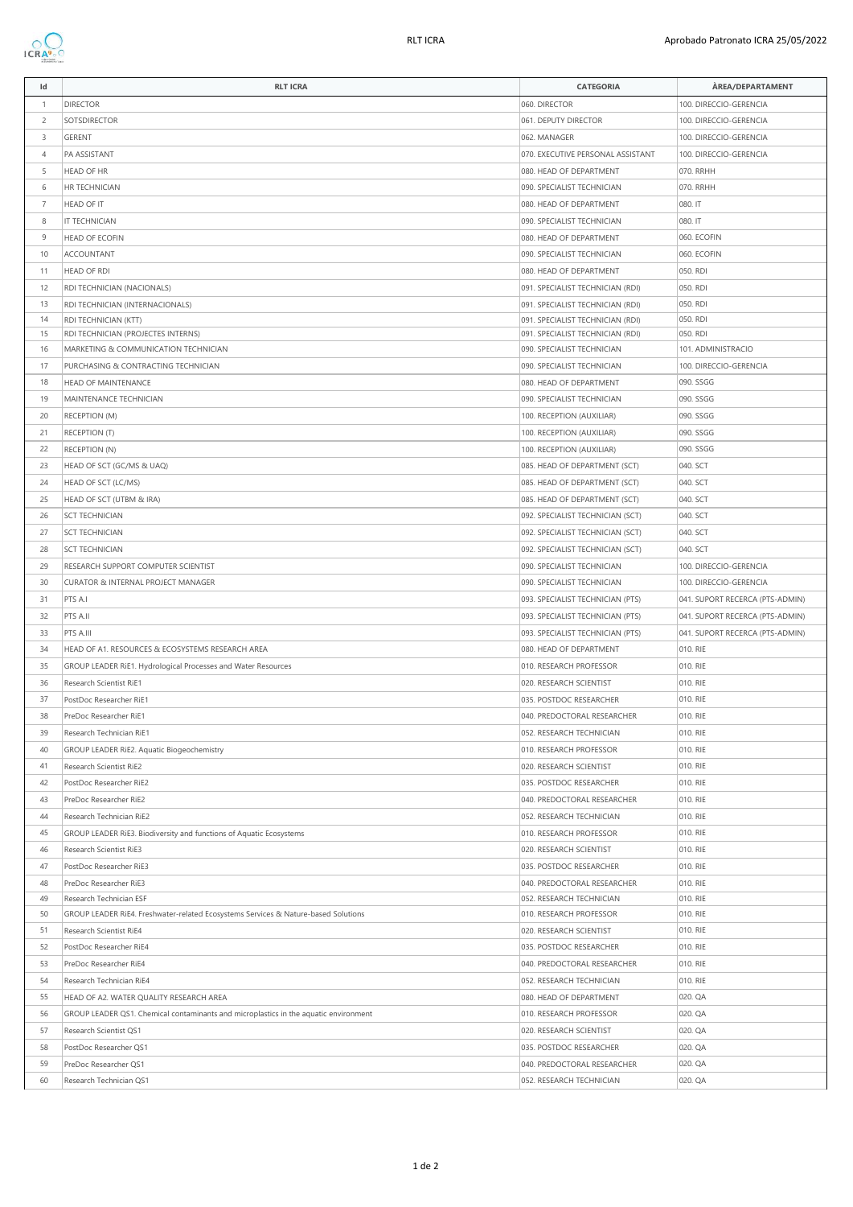| Id | RLT ICRA | CATEGORIA | ÀREA/DEPARTAMENT |
|---|---|---|---|
| 1 | DIRECTOR | 060. DIRECTOR | 100. DIRECCIO-GERENCIA |
| 2 | SOTSDIRECTOR | 061. DEPUTY DIRECTOR | 100. DIRECCIO-GERENCIA |
| 3 | GERENT | 062. MANAGER | 100. DIRECCIO-GERENCIA |
| 4 | PA ASSISTANT | 070. EXECUTIVE PERSONAL ASSISTANT | 100. DIRECCIO-GERENCIA |
| 5 | HEAD OF HR | 080. HEAD OF DEPARTMENT | 070. RRHH |
| 6 | HR TECHNICIAN | 090. SPECIALIST TECHNICIAN | 070. RRHH |
| 7 | HEAD OF IT | 080. HEAD OF DEPARTMENT | 080. IT |
| 8 | IT TECHNICIAN | 090. SPECIALIST TECHNICIAN | 080. IT |
| 9 | HEAD OF ECOFIN | 080. HEAD OF DEPARTMENT | 060. ECOFIN |
| 10 | ACCOUNTANT | 090. SPECIALIST TECHNICIAN | 060. ECOFIN |
| 11 | HEAD OF RDI | 080. HEAD OF DEPARTMENT | 050. RDI |
| 12 | RDI TECHNICIAN (NACIONALS) | 091. SPECIALIST TECHNICIAN (RDI) | 050. RDI |
| 13 | RDI TECHNICIAN (INTERNACIONALS) | 091. SPECIALIST TECHNICIAN (RDI) | 050. RDI |
| 14 | RDI TECHNICIAN (KTT) | 091. SPECIALIST TECHNICIAN (RDI) | 050. RDI |
| 15 | RDI TECHNICIAN (PROJECTES INTERNS) | 091. SPECIALIST TECHNICIAN (RDI) | 050. RDI |
| 16 | MARKETING & COMMUNICATION TECHNICIAN | 090. SPECIALIST TECHNICIAN | 101. ADMINISTRACIO |
| 17 | PURCHASING & CONTRACTING TECHNICIAN | 090. SPECIALIST TECHNICIAN | 100. DIRECCIO-GERENCIA |
| 18 | HEAD OF MAINTENANCE | 080. HEAD OF DEPARTMENT | 090. SSGG |
| 19 | MAINTENANCE TECHNICIAN | 090. SPECIALIST TECHNICIAN | 090. SSGG |
| 20 | RECEPTION (M) | 100. RECEPTION (AUXILIAR) | 090. SSGG |
| 21 | RECEPTION (T) | 100. RECEPTION (AUXILIAR) | 090. SSGG |
| 22 | RECEPTION (N) | 100. RECEPTION (AUXILIAR) | 090. SSGG |
| 23 | HEAD OF SCT (GC/MS & UAQ) | 085. HEAD OF DEPARTMENT (SCT) | 040. SCT |
| 24 | HEAD OF SCT (LC/MS) | 085. HEAD OF DEPARTMENT (SCT) | 040. SCT |
| 25 | HEAD OF SCT (UTBM & IRA) | 085. HEAD OF DEPARTMENT (SCT) | 040. SCT |
| 26 | SCT TECHNICIAN | 092. SPECIALIST TECHNICIAN (SCT) | 040. SCT |
| 27 | SCT TECHNICIAN | 092. SPECIALIST TECHNICIAN (SCT) | 040. SCT |
| 28 | SCT TECHNICIAN | 092. SPECIALIST TECHNICIAN (SCT) | 040. SCT |
| 29 | RESEARCH SUPPORT COMPUTER SCIENTIST | 090. SPECIALIST TECHNICIAN | 100. DIRECCIO-GERENCIA |
| 30 | CURATOR & INTERNAL PROJECT MANAGER | 090. SPECIALIST TECHNICIAN | 100. DIRECCIO-GERENCIA |
| 31 | PTS A.I | 093. SPECIALIST TECHNICIAN (PTS) | 041. SUPORT RECERCA (PTS-ADMIN) |
| 32 | PTS A.II | 093. SPECIALIST TECHNICIAN (PTS) | 041. SUPORT RECERCA (PTS-ADMIN) |
| 33 | PTS A.III | 093. SPECIALIST TECHNICIAN (PTS) | 041. SUPORT RECERCA (PTS-ADMIN) |
| 34 | HEAD OF A1. RESOURCES & ECOSYSTEMS RESEARCH AREA | 080. HEAD OF DEPARTMENT | 010. RIE |
| 35 | GROUP LEADER RiE1. Hydrological Processes and Water Resources | 010. RESEARCH PROFESSOR | 010. RIE |
| 36 | Research Scientist RiE1 | 020. RESEARCH SCIENTIST | 010. RIE |
| 37 | PostDoc Researcher RiE1 | 035. POSTDOC RESEARCHER | 010. RIE |
| 38 | PreDoc Researcher RiE1 | 040. PREDOCTORAL RESEARCHER | 010. RIE |
| 39 | Research Technician RiE1 | 052. RESEARCH TECHNICIAN | 010. RIE |
| 40 | GROUP LEADER RiE2. Aquatic Biogeochemistry | 010. RESEARCH PROFESSOR | 010. RIE |
| 41 | Research Scientist RiE2 | 020. RESEARCH SCIENTIST | 010. RIE |
| 42 | PostDoc Researcher RiE2 | 035. POSTDOC RESEARCHER | 010. RIE |
| 43 | PreDoc Researcher RiE2 | 040. PREDOCTORAL RESEARCHER | 010. RIE |
| 44 | Research Technician RiE2 | 052. RESEARCH TECHNICIAN | 010. RIE |
| 45 | GROUP LEADER RiE3. Biodiversity and functions of Aquatic Ecosystems | 010. RESEARCH PROFESSOR | 010. RIE |
| 46 | Research Scientist RiE3 | 020. RESEARCH SCIENTIST | 010. RIE |
| 47 | PostDoc Researcher RiE3 | 035. POSTDOC RESEARCHER | 010. RIE |
| 48 | PreDoc Researcher RiE3 | 040. PREDOCTORAL RESEARCHER | 010. RIE |
| 49 | Research Technician ESF | 052. RESEARCH TECHNICIAN | 010. RIE |
| 50 | GROUP LEADER RiE4. Freshwater-related Ecosystems Services & Nature-based Solutions | 010. RESEARCH PROFESSOR | 010. RIE |
| 51 | Research Scientist RiE4 | 020. RESEARCH SCIENTIST | 010. RIE |
| 52 | PostDoc Researcher RiE4 | 035. POSTDOC RESEARCHER | 010. RIE |
| 53 | PreDoc Researcher RiE4 | 040. PREDOCTORAL RESEARCHER | 010. RIE |
| 54 | Research Technician RiE4 | 052. RESEARCH TECHNICIAN | 010. RIE |
| 55 | HEAD OF A2. WATER QUALITY RESEARCH AREA | 080. HEAD OF DEPARTMENT | 020. QA |
| 56 | GROUP LEADER QS1. Chemical contaminants and microplastics in the aquatic environment | 010. RESEARCH PROFESSOR | 020. QA |
| 57 | Research Scientist QS1 | 020. RESEARCH SCIENTIST | 020. QA |
| 58 | PostDoc Researcher QS1 | 035. POSTDOC RESEARCHER | 020. QA |
| 59 | PreDoc Researcher QS1 | 040. PREDOCTORAL RESEARCHER | 020. QA |
| 60 | Research Technician QS1 | 052. RESEARCH TECHNICIAN | 020. QA |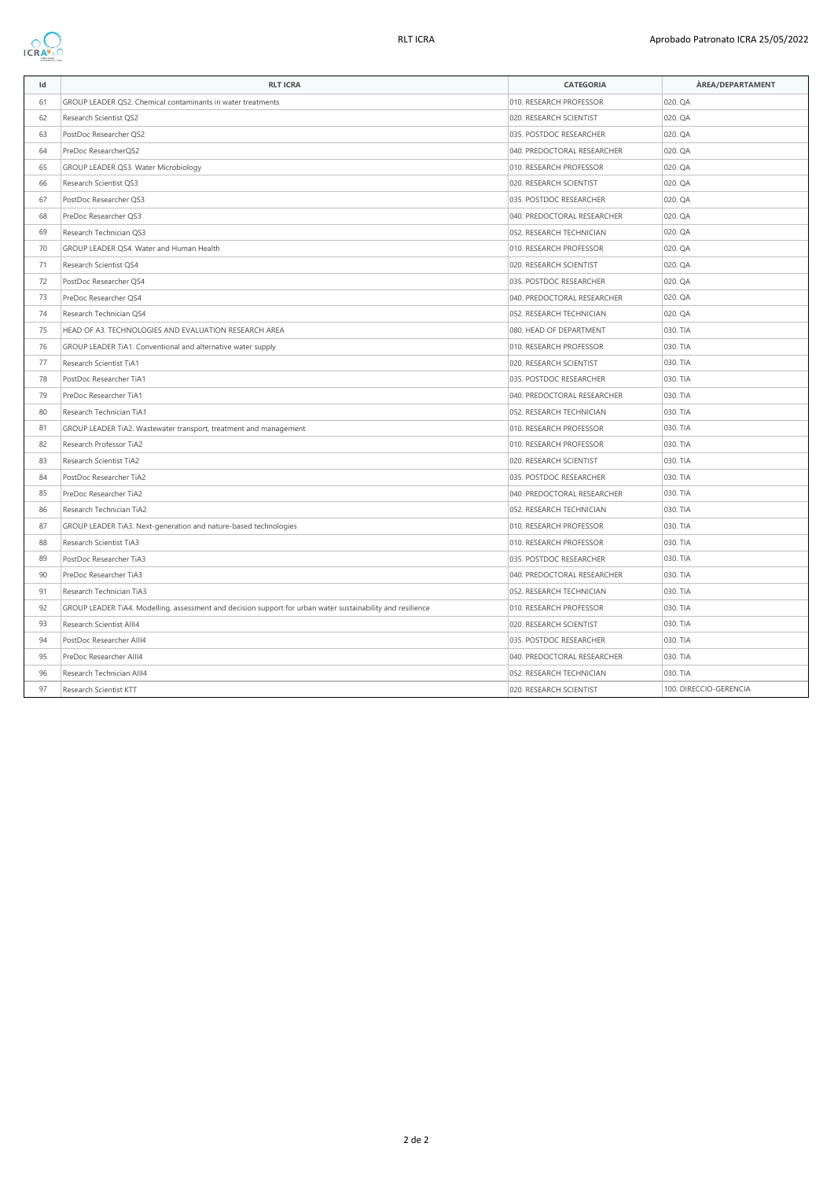| Id | RLT ICRA | CATEGORIA | ÀREA/DEPARTAMENT |
|---|---|---|---|
| 61 | GROUP LEADER QS2. Chemical contaminants in water treatments | 010. RESEARCH PROFESSOR | 020. QA |
| 62 | Research Scientist QS2 | 020. RESEARCH SCIENTIST | 020. QA |
| 63 | PostDoc Researcher QS2 | 035. POSTDOC RESEARCHER | 020. QA |
| 64 | PreDoc ResearcherQS2 | 040. PREDOCTORAL RESEARCHER | 020. QA |
| 65 | GROUP LEADER QS3. Water Microbiology | 010. RESEARCH PROFESSOR | 020. QA |
| 66 | Research Scientist QS3 | 020. RESEARCH SCIENTIST | 020. QA |
| 67 | PostDoc Researcher QS3 | 035. POSTDOC RESEARCHER | 020. QA |
| 68 | PreDoc Researcher QS3 | 040. PREDOCTORAL RESEARCHER | 020. QA |
| 69 | Research Technician QS3 | 052. RESEARCH TECHNICIAN | 020. QA |
| 70 | GROUP LEADER QS4. Water and Human Health | 010. RESEARCH PROFESSOR | 020. QA |
| 71 | Research Scientist QS4 | 020. RESEARCH SCIENTIST | 020. QA |
| 72 | PostDoc Researcher QS4 | 035. POSTDOC RESEARCHER | 020. QA |
| 73 | PreDoc Researcher QS4 | 040. PREDOCTORAL RESEARCHER | 020. QA |
| 74 | Research Technician QS4 | 052. RESEARCH TECHNICIAN | 020. QA |
| 75 | HEAD OF A3. TECHNOLOGIES AND EVALUATION RESEARCH AREA | 080. HEAD OF DEPARTMENT | 030. TIA |
| 76 | GROUP LEADER TiA1. Conventional and alternative water supply | 010. RESEARCH PROFESSOR | 030. TIA |
| 77 | Research Scientist TiA1 | 020. RESEARCH SCIENTIST | 030. TIA |
| 78 | PostDoc Researcher TiA1 | 035. POSTDOC RESEARCHER | 030. TIA |
| 79 | PreDoc Researcher TiA1 | 040. PREDOCTORAL RESEARCHER | 030. TIA |
| 80 | Research Technician TiA1 | 052. RESEARCH TECHNICIAN | 030. TIA |
| 81 | GROUP LEADER TiA2. Wastewater transport, treatment and management | 010. RESEARCH PROFESSOR | 030. TIA |
| 82 | Research Professor TiA2 | 010. RESEARCH PROFESSOR | 030. TIA |
| 83 | Research Scientist TiA2 | 020. RESEARCH SCIENTIST | 030. TIA |
| 84 | PostDoc Researcher TiA2 | 035. POSTDOC RESEARCHER | 030. TIA |
| 85 | PreDoc Researcher TiA2 | 040. PREDOCTORAL RESEARCHER | 030. TIA |
| 86 | Research Technician TiA2 | 052. RESEARCH TECHNICIAN | 030. TIA |
| 87 | GROUP LEADER TiA3. Next-generation and nature-based technologies | 010. RESEARCH PROFESSOR | 030. TIA |
| 88 | Research Scientist TiA3 | 010. RESEARCH PROFESSOR | 030. TIA |
| 89 | PostDoc Researcher TiA3 | 035. POSTDOC RESEARCHER | 030. TIA |
| 90 | PreDoc Researcher TiA3 | 040. PREDOCTORAL RESEARCHER | 030. TIA |
| 91 | Research Technician TiA3 | 052. RESEARCH TECHNICIAN | 030. TIA |
| 92 | GROUP LEADER TiA4. Modelling, assessment and decision support for urban water sustainability and resilience | 010. RESEARCH PROFESSOR | 030. TIA |
| 93 | Research Scientist AIII4 | 020. RESEARCH SCIENTIST | 030. TIA |
| 94 | PostDoc Researcher AIII4 | 035. POSTDOC RESEARCHER | 030. TIA |
| 95 | PreDoc Researcher AIII4 | 040. PREDOCTORAL RESEARCHER | 030. TIA |
| 96 | Research Technician AIII4 | 052. RESEARCH TECHNICIAN | 030. TIA |
| 97 | Research Scientist KTT | 020. RESEARCH SCIENTIST | 100. DIRECCIO-GERENCIA |